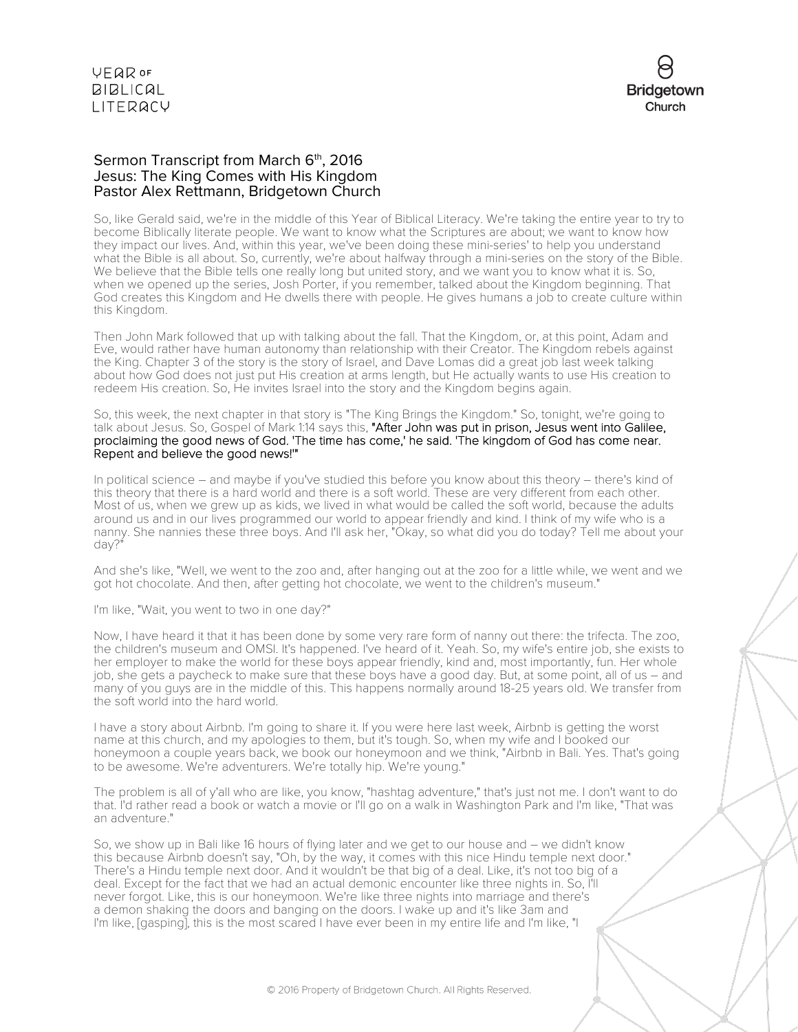## Sermon Transcript from March 6th, 2016
## Jesus: The King Comes with His Kingdom
## Pastor Alex Rettmann, Bridgetown Church

So, like Gerald said, we're in the middle of this Year of Biblical Literacy. We're taking the entire year to try to become Biblically literate people. We want to know what the Scriptures are about; we want to know how they impact our lives. And, within this year, we've been doing these mini-series' to help you understand what the Bible is all about. So, currently, we're about halfway through a mini-series on the story of the Bible. We believe that the Bible tells one really long but united story, and we want you to know what it is. So, when we opened up the series, Josh Porter, if you remember, talked about the Kingdom beginning. That God creates this Kingdom and He dwells there with people. He gives humans a job to create culture within this Kingdom.

Then John Mark followed that up with talking about the fall. That the Kingdom, or, at this point, Adam and Eve, would rather have human autonomy than relationship with their Creator. The Kingdom rebels against the King. Chapter 3 of the story is the story of Israel, and Dave Lomas did a great job last week talking about how God does not just put His creation at arms length, but He actually wants to use His creation to redeem His creation. So, He invites Israel into the story and the Kingdom begins again.

So, this week, the next chapter in that story is "The King Brings the Kingdom." So, tonight, we're going to talk about Jesus. So, Gospel of Mark 1:14 says this, **"After John was put in prison, Jesus went into Galilee, proclaiming the good news of God. 'The time has come,' he said. 'The kingdom of God has come near. Repent and believe the good news!'"**

In political science – and maybe if you've studied this before you know about this theory – there's kind of this theory that there is a hard world and there is a soft world. These are very different from each other. Most of us, when we grew up as kids, we lived in what would be called the soft world, because the adults around us and in our lives programmed our world to appear friendly and kind. I think of my wife who is a nanny. She nannies these three boys. And I'll ask her, "Okay, so what did you do today? Tell me about your day?"

And she's like, "Well, we went to the zoo and, after hanging out at the zoo for a little while, we went and we got hot chocolate. And then, after getting hot chocolate, we went to the children's museum."

I'm like, "Wait, you went to two in one day?"

Now, I have heard it that it has been done by some very rare form of nanny out there: the trifecta. The zoo, the children's museum and OMSI. It's happened. I've heard of it. Yeah. So, my wife's entire job, she exists to her employer to make the world for these boys appear friendly, kind and, most importantly, fun. Her whole job, she gets a paycheck to make sure that these boys have a good day. But, at some point, all of us – and many of you guys are in the middle of this. This happens normally around 18-25 years old. We transfer from the soft world into the hard world.

I have a story about Airbnb. I'm going to share it. If you were here last week, Airbnb is getting the worst name at this church, and my apologies to them, but it's tough. So, when my wife and I booked our honeymoon a couple years back, we book our honeymoon and we think, "Airbnb in Bali. Yes. That's going to be awesome. We're adventurers. We're totally hip. We're young."

The problem is all of y'all who are like, you know, "hashtag adventure," that's just not me. I don't want to do that. I'd rather read a book or watch a movie or I'll go on a walk in Washington Park and I'm like, "That was an adventure."

So, we show up in Bali like 16 hours of flying later and we get to our house and – we didn't know this because Airbnb doesn't say, "Oh, by the way, it comes with this nice Hindu temple next door." There's a Hindu temple next door. And it wouldn't be that big of a deal. Like, it's not too big of a deal. Except for the fact that we had an actual demonic encounter like three nights in. So, I'll never forgot. Like, this is our honeymoon. We're like three nights into marriage and there's a demon shaking the doors and banging on the doors. I wake up and it's like 3am and I'm like, [gasping], this is the most scared I have ever been in my entire life and I'm like, "I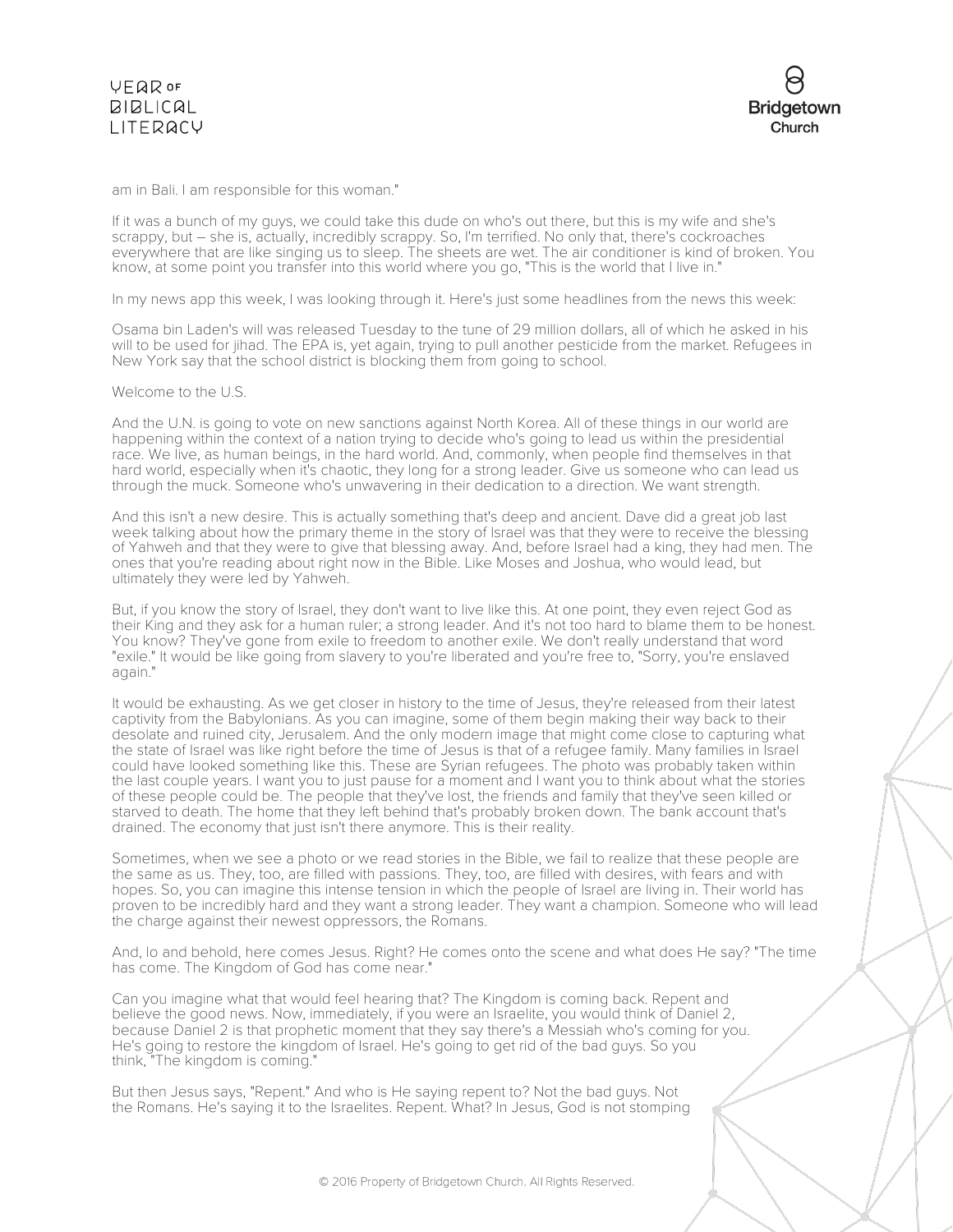am in Bali. I am responsible for this woman."

If it was a bunch of my guys, we could take this dude on who's out there, but this is my wife and she's scrappy, but – she is, actually, incredibly scrappy. So, I'm terrified. No only that, there's cockroaches everywhere that are like singing us to sleep. The sheets are wet. The air conditioner is kind of broken. You know, at some point you transfer into this world where you go, "This is the world that I live in."

In my news app this week, I was looking through it. Here's just some headlines from the news this week:

Osama bin Laden's will was released Tuesday to the tune of 29 million dollars, all of which he asked in his will to be used for jihad. The EPA is, yet again, trying to pull another pesticide from the market. Refugees in New York say that the school district is blocking them from going to school.

Welcome to the U.S.

And the U.N. is going to vote on new sanctions against North Korea. All of these things in our world are happening within the context of a nation trying to decide who's going to lead us within the presidential race. We live, as human beings, in the hard world. And, commonly, when people find themselves in that hard world, especially when it's chaotic, they long for a strong leader. Give us someone who can lead us through the muck. Someone who's unwavering in their dedication to a direction. We want strength.

And this isn't a new desire. This is actually something that's deep and ancient. Dave did a great job last week talking about how the primary theme in the story of Israel was that they were to receive the blessing of Yahweh and that they were to give that blessing away. And, before Israel had a king, they had men. The ones that you're reading about right now in the Bible. Like Moses and Joshua, who would lead, but ultimately they were led by Yahweh.

But, if you know the story of Israel, they don't want to live like this. At one point, they even reject God as their King and they ask for a human ruler; a strong leader. And it's not too hard to blame them to be honest. You know? They've gone from exile to freedom to another exile. We don't really understand that word "exile." It would be like going from slavery to you're liberated and you're free to, "Sorry, you're enslaved again."

It would be exhausting. As we get closer in history to the time of Jesus, they're released from their latest captivity from the Babylonians. As you can imagine, some of them begin making their way back to their desolate and ruined city, Jerusalem. And the only modern image that might come close to capturing what the state of Israel was like right before the time of Jesus is that of a refugee family. Many families in Israel could have looked something like this. These are Syrian refugees. The photo was probably taken within the last couple years. I want you to just pause for a moment and I want you to think about what the stories of these people could be. The people that they've lost, the friends and family that they've seen killed or starved to death. The home that they left behind that's probably broken down. The bank account that's drained. The economy that just isn't there anymore. This is their reality.

Sometimes, when we see a photo or we read stories in the Bible, we fail to realize that these people are the same as us. They, too, are filled with passions. They, too, are filled with desires, with fears and with hopes. So, you can imagine this intense tension in which the people of Israel are living in. Their world has proven to be incredibly hard and they want a strong leader. They want a champion. Someone who will lead the charge against their newest oppressors, the Romans.

And, lo and behold, here comes Jesus. Right? He comes onto the scene and what does He say? "The time has come. The Kingdom of God has come near."

Can you imagine what that would feel hearing that? The Kingdom is coming back. Repent and believe the good news. Now, immediately, if you were an Israelite, you would think of Daniel 2, because Daniel 2 is that prophetic moment that they say there's a Messiah who's coming for you. He's going to restore the kingdom of Israel. He's going to get rid of the bad guys. So you think, "The kingdom is coming."

But then Jesus says, "Repent." And who is He saying repent to? Not the bad guys. Not the Romans. He's saying it to the Israelites. Repent. What? In Jesus, God is not stomping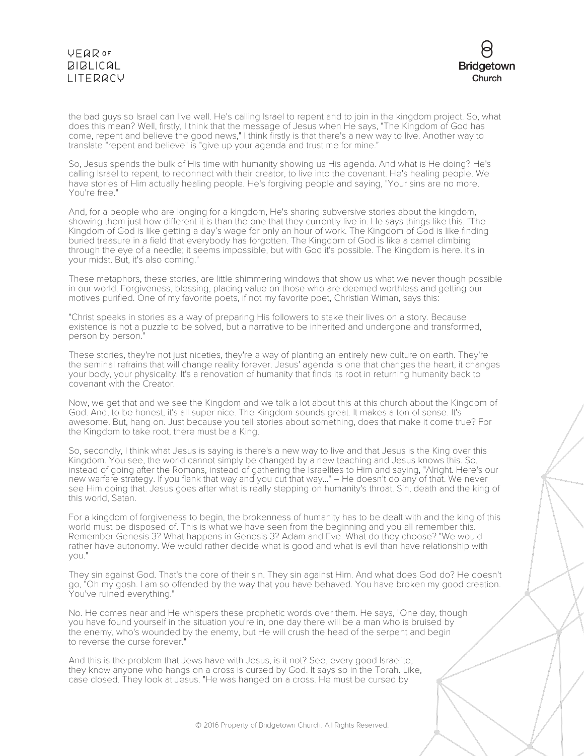the bad guys so Israel can live well. He's calling Israel to repent and to join in the kingdom project. So, what does this mean? Well, firstly, I think that the message of Jesus when He says, "The Kingdom of God has come, repent and believe the good news," I think firstly is that there's a new way to live. Another way to translate "repent and believe" is "give up your agenda and trust me for mine."

So, Jesus spends the bulk of His time with humanity showing us His agenda. And what is He doing? He's calling Israel to repent, to reconnect with their creator, to live into the covenant. He's healing people. We have stories of Him actually healing people. He's forgiving people and saying, "Your sins are no more. You're free."

And, for a people who are longing for a kingdom, He's sharing subversive stories about the kingdom, showing them just how different it is than the one that they currently live in. He says things like this: "The Kingdom of God is like getting a day's wage for only an hour of work. The Kingdom of God is like finding buried treasure in a field that everybody has forgotten. The Kingdom of God is like a camel climbing through the eye of a needle; it seems impossible, but with God it's possible. The Kingdom is here. It's in your midst. But, it's also coming."

These metaphors, these stories, are little shimmering windows that show us what we never though possible in our world. Forgiveness, blessing, placing value on those who are deemed worthless and getting our motives purified. One of my favorite poets, if not my favorite poet, Christian Wiman, says this:

"Christ speaks in stories as a way of preparing His followers to stake their lives on a story. Because existence is not a puzzle to be solved, but a narrative to be inherited and undergone and transformed, person by person."

These stories, they're not just niceties, they're a way of planting an entirely new culture on earth. They're the seminal refrains that will change reality forever. Jesus' agenda is one that changes the heart, it changes your body, your physicality. It's a renovation of humanity that finds its root in returning humanity back to covenant with the Creator.

Now, we get that and we see the Kingdom and we talk a lot about this at this church about the Kingdom of God. And, to be honest, it's all super nice. The Kingdom sounds great. It makes a ton of sense. It's awesome. But, hang on. Just because you tell stories about something, does that make it come true? For the Kingdom to take root, there must be a King.

So, secondly, I think what Jesus is saying is there's a new way to live and that Jesus is the King over this Kingdom. You see, the world cannot simply be changed by a new teaching and Jesus knows this. So, instead of going after the Romans, instead of gathering the Israelites to Him and saying, "Alright. Here's our new warfare strategy. If you flank that way and you cut that way..." – He doesn't do any of that. We never see Him doing that. Jesus goes after what is really stepping on humanity's throat. Sin, death and the king of this world, Satan.

For a kingdom of forgiveness to begin, the brokenness of humanity has to be dealt with and the king of this world must be disposed of. This is what we have seen from the beginning and you all remember this. Remember Genesis 3? What happens in Genesis 3? Adam and Eve. What do they choose? "We would rather have autonomy. We would rather decide what is good and what is evil than have relationship with you."

They sin against God. That's the core of their sin. They sin against Him. And what does God do? He doesn't go, "Oh my gosh. I am so offended by the way that you have behaved. You have broken my good creation. You've ruined everything."

No. He comes near and He whispers these prophetic words over them. He says, "One day, though you have found yourself in the situation you're in, one day there will be a man who is bruised by the enemy, who's wounded by the enemy, but He will crush the head of the serpent and begin to reverse the curse forever."

And this is the problem that Jews have with Jesus, is it not? See, every good Israelite, they know anyone who hangs on a cross is cursed by God. It says so in the Torah. Like, case closed. They look at Jesus. "He was hanged on a cross. He must be cursed by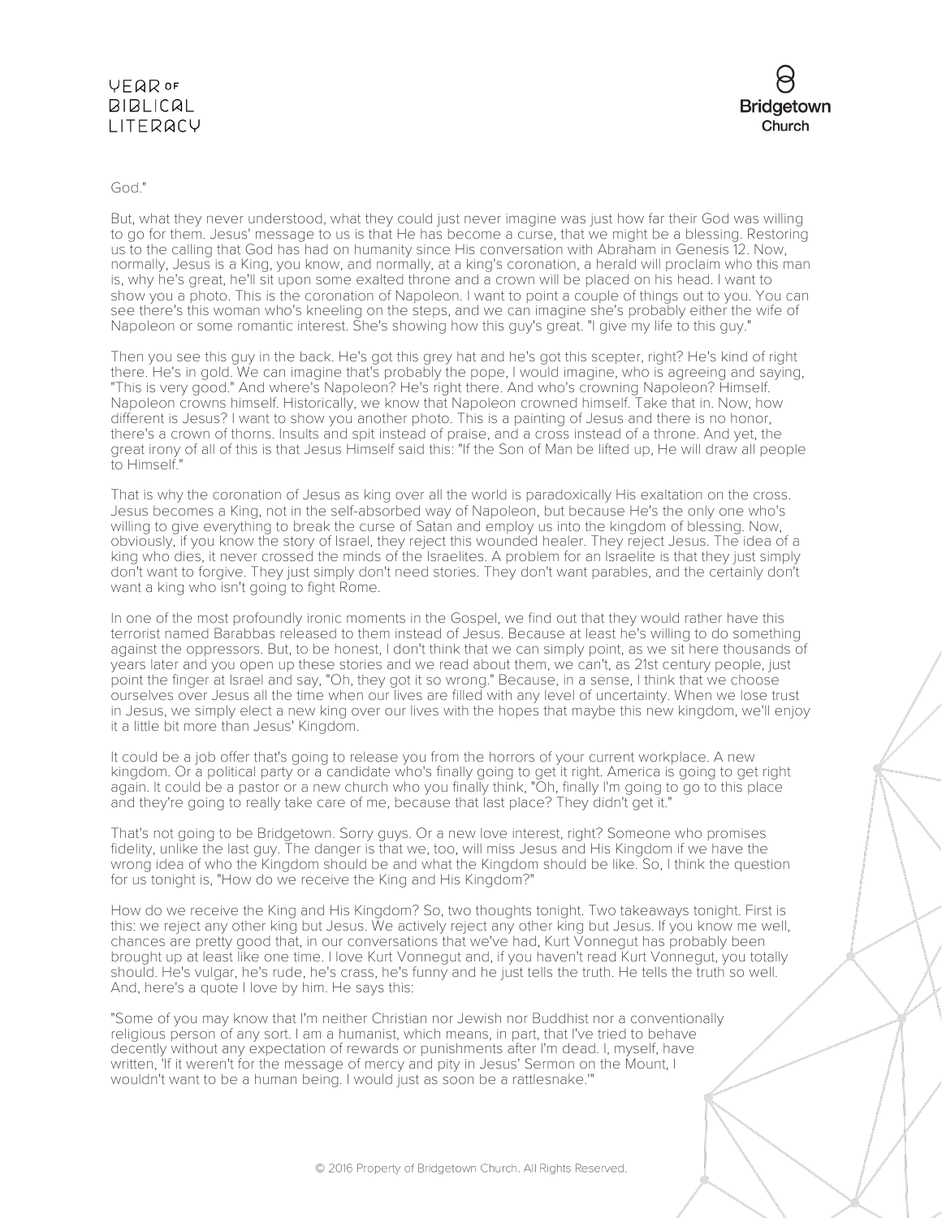God."

But, what they never understood, what they could just never imagine was just how far their God was willing to go for them. Jesus' message to us is that He has become a curse, that we might be a blessing. Restoring us to the calling that God has had on humanity since His conversation with Abraham in Genesis 12. Now, normally, Jesus is a King, you know, and normally, at a king's coronation, a herald will proclaim who this man is, why he's great, he'll sit upon some exalted throne and a crown will be placed on his head. I want to show you a photo. This is the coronation of Napoleon. I want to point a couple of things out to you. You can see there's this woman who's kneeling on the steps, and we can imagine she's probably either the wife of Napoleon or some romantic interest. She's showing how this guy's great. "I give my life to this guy."

Then you see this guy in the back. He's got this grey hat and he's got this scepter, right? He's kind of right there. He's in gold. We can imagine that's probably the pope, I would imagine, who is agreeing and saying, "This is very good." And where's Napoleon? He's right there. And who's crowning Napoleon? Himself. Napoleon crowns himself. Historically, we know that Napoleon crowned himself. Take that in. Now, how different is Jesus? I want to show you another photo. This is a painting of Jesus and there is no honor, there's a crown of thorns. Insults and spit instead of praise, and a cross instead of a throne. And yet, the great irony of all of this is that Jesus Himself said this: "If the Son of Man be lifted up, He will draw all people to Himself."

That is why the coronation of Jesus as king over all the world is paradoxically His exaltation on the cross. Jesus becomes a King, not in the self-absorbed way of Napoleon, but because He's the only one who's willing to give everything to break the curse of Satan and employ us into the kingdom of blessing. Now, obviously, if you know the story of Israel, they reject this wounded healer. They reject Jesus. The idea of a king who dies, it never crossed the minds of the Israelites. A problem for an Israelite is that they just simply don't want to forgive. They just simply don't need stories. They don't want parables, and the certainly don't want a king who isn't going to fight Rome.

In one of the most profoundly ironic moments in the Gospel, we find out that they would rather have this terrorist named Barabbas released to them instead of Jesus. Because at least he's willing to do something against the oppressors. But, to be honest, I don't think that we can simply point, as we sit here thousands of years later and you open up these stories and we read about them, we can't, as 21st century people, just point the finger at Israel and say, "Oh, they got it so wrong." Because, in a sense, I think that we choose ourselves over Jesus all the time when our lives are filled with any level of uncertainty. When we lose trust in Jesus, we simply elect a new king over our lives with the hopes that maybe this new kingdom, we'll enjoy it a little bit more than Jesus' Kingdom.

It could be a job offer that's going to release you from the horrors of your current workplace. A new kingdom. Or a political party or a candidate who's finally going to get it right. America is going to get right again. It could be a pastor or a new church who you finally think, "Oh, finally I'm going to go to this place and they're going to really take care of me, because that last place? They didn't get it."

That's not going to be Bridgetown. Sorry guys. Or a new love interest, right? Someone who promises fidelity, unlike the last guy. The danger is that we, too, will miss Jesus and His Kingdom if we have the wrong idea of who the Kingdom should be and what the Kingdom should be like. So, I think the question for us tonight is, "How do we receive the King and His Kingdom?"

How do we receive the King and His Kingdom? So, two thoughts tonight. Two takeaways tonight. First is this: we reject any other king but Jesus. We actively reject any other king but Jesus. If you know me well, chances are pretty good that, in our conversations that we've had, Kurt Vonnegut has probably been brought up at least like one time. I love Kurt Vonnegut and, if you haven't read Kurt Vonnegut, you totally should. He's vulgar, he's rude, he's crass, he's funny and he just tells the truth. He tells the truth so well. And, here's a quote I love by him. He says this:

"Some of you may know that I'm neither Christian nor Jewish nor Buddhist nor a conventionally religious person of any sort. I am a humanist, which means, in part, that I've tried to behave decently without any expectation of rewards or punishments after I'm dead. I, myself, have written, 'If it weren't for the message of mercy and pity in Jesus' Sermon on the Mount, I wouldn't want to be a human being. I would just as soon be a rattlesnake.'"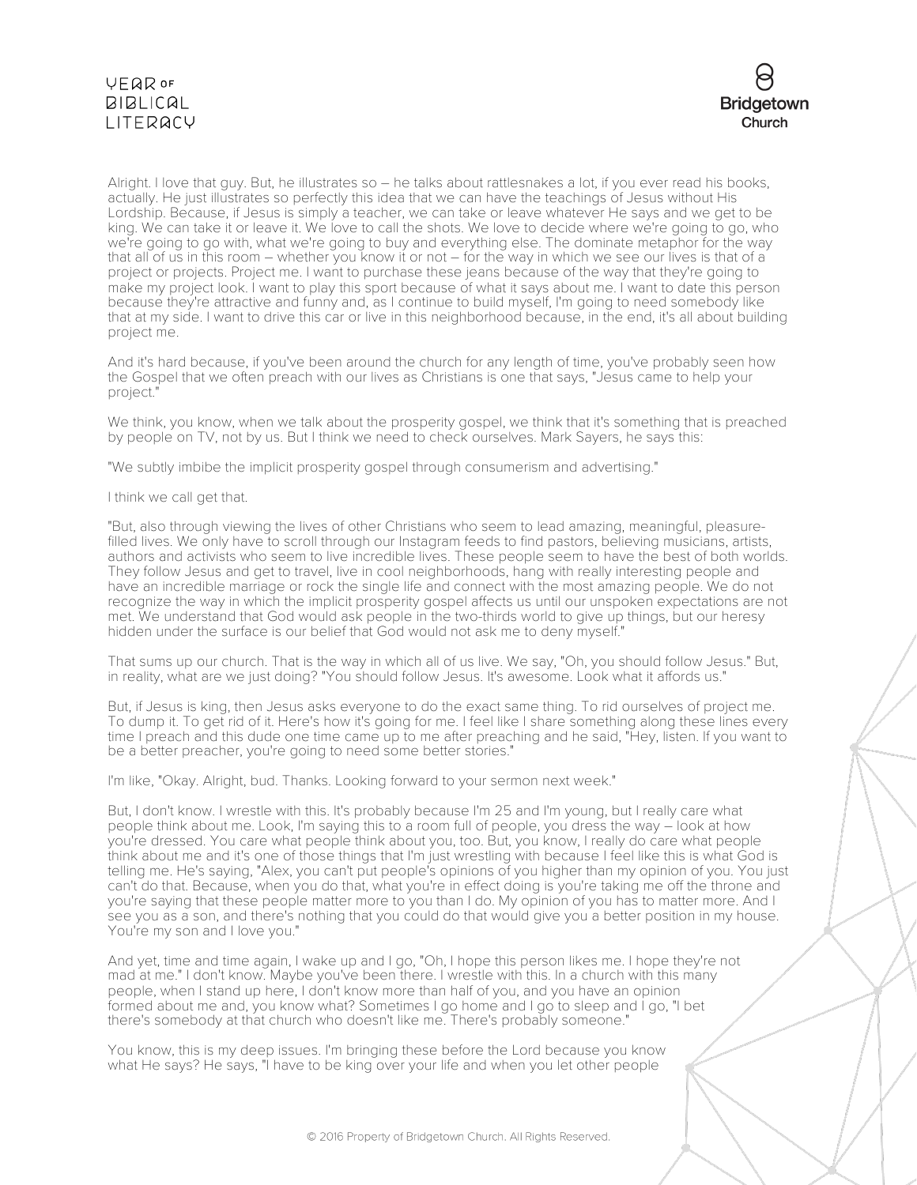Alright. I love that guy. But, he illustrates so – he talks about rattlesnakes a lot, if you ever read his books, actually. He just illustrates so perfectly this idea that we can have the teachings of Jesus without His Lordship. Because, if Jesus is simply a teacher, we can take or leave whatever He says and we get to be king. We can take it or leave it. We love to call the shots. We love to decide where we're going to go, who we're going to go with, what we're going to buy and everything else. The dominate metaphor for the way that all of us in this room – whether you know it or not – for the way in which we see our lives is that of a project or projects. Project me. I want to purchase these jeans because of the way that they're going to make my project look. I want to play this sport because of what it says about me. I want to date this person because they're attractive and funny and, as I continue to build myself, I'm going to need somebody like that at my side. I want to drive this car or live in this neighborhood because, in the end, it's all about building project me.

And it's hard because, if you've been around the church for any length of time, you've probably seen how the Gospel that we often preach with our lives as Christians is one that says, "Jesus came to help your project."

We think, you know, when we talk about the prosperity gospel, we think that it's something that is preached by people on TV, not by us. But I think we need to check ourselves. Mark Sayers, he says this:

"We subtly imbibe the implicit prosperity gospel through consumerism and advertising."

I think we call get that.

"But, also through viewing the lives of other Christians who seem to lead amazing, meaningful, pleasure-filled lives. We only have to scroll through our Instagram feeds to find pastors, believing musicians, artists, authors and activists who seem to live incredible lives. These people seem to have the best of both worlds. They follow Jesus and get to travel, live in cool neighborhoods, hang with really interesting people and have an incredible marriage or rock the single life and connect with the most amazing people. We do not recognize the way in which the implicit prosperity gospel affects us until our unspoken expectations are not met. We understand that God would ask people in the two-thirds world to give up things, but our heresy hidden under the surface is our belief that God would not ask me to deny myself."

That sums up our church. That is the way in which all of us live. We say, "Oh, you should follow Jesus." But, in reality, what are we just doing? "You should follow Jesus. It's awesome. Look what it affords us."

But, if Jesus is king, then Jesus asks everyone to do the exact same thing. To rid ourselves of project me. To dump it. To get rid of it. Here's how it's going for me. I feel like I share something along these lines every time I preach and this dude one time came up to me after preaching and he said, "Hey, listen. If you want to be a better preacher, you're going to need some better stories."

I'm like, "Okay. Alright, bud. Thanks. Looking forward to your sermon next week."

But, I don't know. I wrestle with this. It's probably because I'm 25 and I'm young, but I really care what people think about me. Look, I'm saying this to a room full of people, you dress the way – look at how you're dressed. You care what people think about you, too. But, you know, I really do care what people think about me and it's one of those things that I'm just wrestling with because I feel like this is what God is telling me. He's saying, "Alex, you can't put people's opinions of you higher than my opinion of you. You just can't do that. Because, when you do that, what you're in effect doing is you're taking me off the throne and you're saying that these people matter more to you than I do. My opinion of you has to matter more. And I see you as a son, and there's nothing that you could do that would give you a better position in my house. You're my son and I love you."

And yet, time and time again, I wake up and I go, "Oh, I hope this person likes me. I hope they're not mad at me." I don't know. Maybe you've been there. I wrestle with this. In a church with this many people, when I stand up here, I don't know more than half of you, and you have an opinion formed about me and, you know what? Sometimes I go home and I go to sleep and I go, "I bet there's somebody at that church who doesn't like me. There's probably someone."

You know, this is my deep issues. I'm bringing these before the Lord because you know what He says? He says, "I have to be king over your life and when you let other people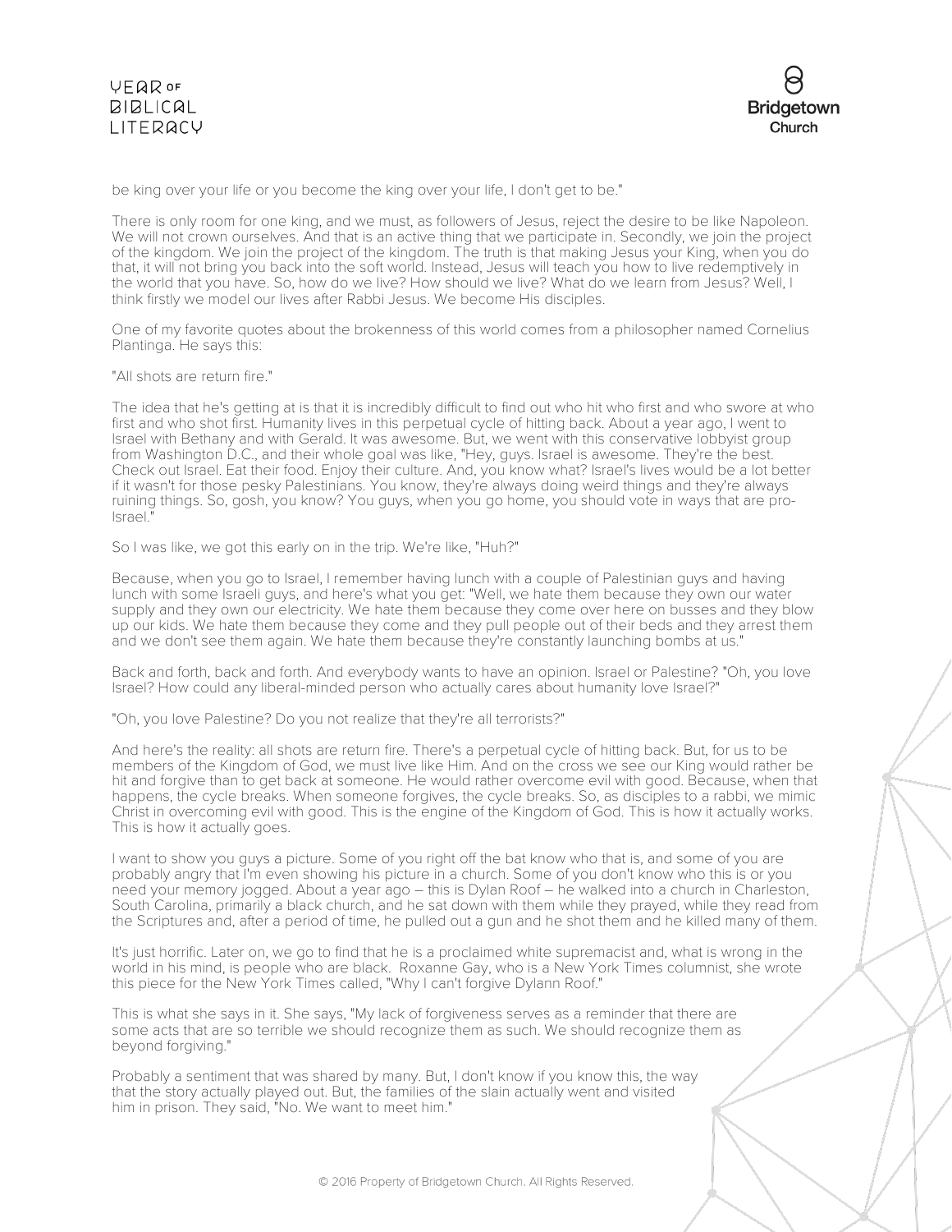be king over your life or you become the king over your life, I don't get to be."

There is only room for one king, and we must, as followers of Jesus, reject the desire to be like Napoleon. We will not crown ourselves. And that is an active thing that we participate in. Secondly, we join the project of the kingdom. We join the project of the kingdom. The truth is that making Jesus your King, when you do that, it will not bring you back into the soft world. Instead, Jesus will teach you how to live redemptively in the world that you have. So, how do we live? How should we live? What do we learn from Jesus? Well, I think firstly we model our lives after Rabbi Jesus. We become His disciples.

One of my favorite quotes about the brokenness of this world comes from a philosopher named Cornelius Plantinga. He says this:

"All shots are return fire."

The idea that he's getting at is that it is incredibly difficult to find out who hit who first and who swore at who first and who shot first. Humanity lives in this perpetual cycle of hitting back. About a year ago, I went to Israel with Bethany and with Gerald. It was awesome. But, we went with this conservative lobbyist group from Washington D.C., and their whole goal was like, "Hey, guys. Israel is awesome. They're the best. Check out Israel. Eat their food. Enjoy their culture. And, you know what? Israel's lives would be a lot better if it wasn't for those pesky Palestinians. You know, they're always doing weird things and they're always ruining things. So, gosh, you know? You guys, when you go home, you should vote in ways that are pro-Israel."

So I was like, we got this early on in the trip. We're like, "Huh?"

Because, when you go to Israel, I remember having lunch with a couple of Palestinian guys and having lunch with some Israeli guys, and here's what you get: "Well, we hate them because they own our water supply and they own our electricity. We hate them because they come over here on busses and they blow up our kids. We hate them because they come and they pull people out of their beds and they arrest them and we don't see them again. We hate them because they're constantly launching bombs at us."

Back and forth, back and forth. And everybody wants to have an opinion. Israel or Palestine? "Oh, you love Israel? How could any liberal-minded person who actually cares about humanity love Israel?"

"Oh, you love Palestine? Do you not realize that they're all terrorists?"

And here's the reality: all shots are return fire. There's a perpetual cycle of hitting back. But, for us to be members of the Kingdom of God, we must live like Him. And on the cross we see our King would rather be hit and forgive than to get back at someone. He would rather overcome evil with good. Because, when that happens, the cycle breaks. When someone forgives, the cycle breaks. So, as disciples to a rabbi, we mimic Christ in overcoming evil with good. This is the engine of the Kingdom of God. This is how it actually works. This is how it actually goes.

I want to show you guys a picture. Some of you right off the bat know who that is, and some of you are probably angry that I'm even showing his picture in a church. Some of you don't know who this is or you need your memory jogged. About a year ago – this is Dylan Roof – he walked into a church in Charleston, South Carolina, primarily a black church, and he sat down with them while they prayed, while they read from the Scriptures and, after a period of time, he pulled out a gun and he shot them and he killed many of them.

It's just horrific. Later on, we go to find that he is a proclaimed white supremacist and, what is wrong in the world in his mind, is people who are black. Roxanne Gay, who is a New York Times columnist, she wrote this piece for the New York Times called, "Why I can't forgive Dylann Roof."

This is what she says in it. She says, "My lack of forgiveness serves as a reminder that there are some acts that are so terrible we should recognize them as such. We should recognize them as beyond forgiving."

Probably a sentiment that was shared by many. But, I don't know if you know this, the way that the story actually played out. But, the families of the slain actually went and visited him in prison. They said, "No. We want to meet him."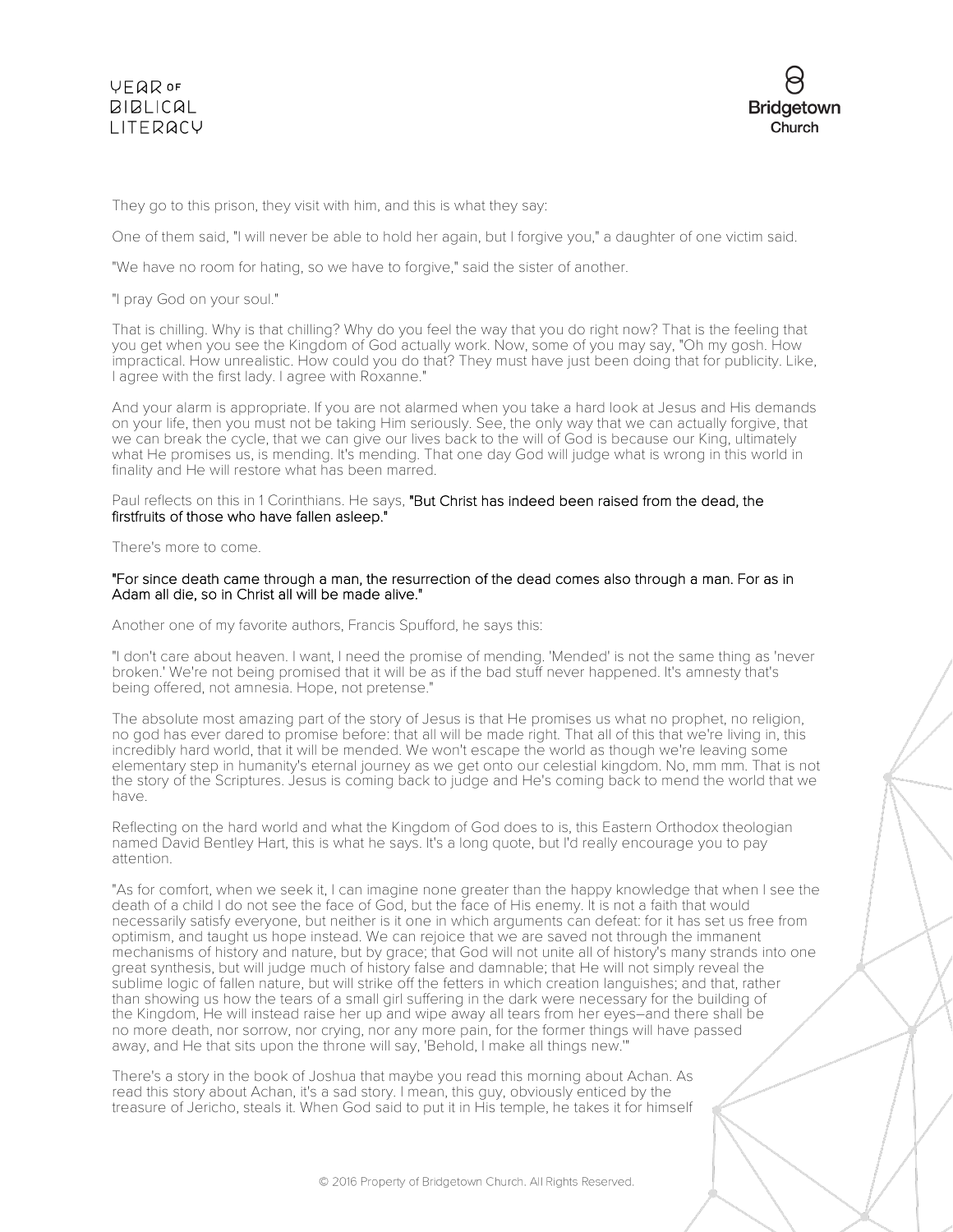They go to this prison, they visit with him, and this is what they say:

One of them said, "I will never be able to hold her again, but I forgive you," a daughter of one victim said.

"We have no room for hating, so we have to forgive," said the sister of another.

"I pray God on your soul."

That is chilling. Why is that chilling? Why do you feel the way that you do right now? That is the feeling that you get when you see the Kingdom of God actually work. Now, some of you may say, "Oh my gosh. How impractical. How unrealistic. How could you do that? They must have just been doing that for publicity. Like, I agree with the first lady. I agree with Roxanne."

And your alarm is appropriate. If you are not alarmed when you take a hard look at Jesus and His demands on your life, then you must not be taking Him seriously. See, the only way that we can actually forgive, that we can break the cycle, that we can give our lives back to the will of God is because our King, ultimately what He promises us, is mending. It's mending. That one day God will judge what is wrong in this world in finality and He will restore what has been marred.

Paul reflects on this in 1 Corinthians. He says, "But Christ has indeed been raised from the dead, the firstfruits of those who have fallen asleep."

There's more to come.

"For since death came through a man, the resurrection of the dead comes also through a man. For as in Adam all die, so in Christ all will be made alive."

Another one of my favorite authors, Francis Spufford, he says this:

"I don't care about heaven. I want, I need the promise of mending. 'Mended' is not the same thing as 'never broken.' We're not being promised that it will be as if the bad stuff never happened. It's amnesty that's being offered, not amnesia. Hope, not pretense."

The absolute most amazing part of the story of Jesus is that He promises us what no prophet, no religion, no god has ever dared to promise before: that all will be made right. That all of this that we're living in, this incredibly hard world, that it will be mended. We won't escape the world as though we're leaving some elementary step in humanity's eternal journey as we get onto our celestial kingdom. No, mm mm. That is not the story of the Scriptures. Jesus is coming back to judge and He's coming back to mend the world that we have.

Reflecting on the hard world and what the Kingdom of God does to is, this Eastern Orthodox theologian named David Bentley Hart, this is what he says. It's a long quote, but I'd really encourage you to pay attention.

"As for comfort, when we seek it, I can imagine none greater than the happy knowledge that when I see the death of a child I do not see the face of God, but the face of His enemy. It is not a faith that would necessarily satisfy everyone, but neither is it one in which arguments can defeat: for it has set us free from optimism, and taught us hope instead. We can rejoice that we are saved not through the immanent mechanisms of history and nature, but by grace; that God will not unite all of history's many strands into one great synthesis, but will judge much of history false and damnable; that He will not simply reveal the sublime logic of fallen nature, but will strike off the fetters in which creation languishes; and that, rather than showing us how the tears of a small girl suffering in the dark were necessary for the building of the Kingdom, He will instead raise her up and wipe away all tears from her eyes—and there shall be no more death, nor sorrow, nor crying, nor any more pain, for the former things will have passed away, and He that sits upon the throne will say, 'Behold, I make all things new.'"

There's a story in the book of Joshua that maybe you read this morning about Achan. As read this story about Achan, it's a sad story. I mean, this guy, obviously enticed by the treasure of Jericho, steals it. When God said to put it in His temple, he takes it for himself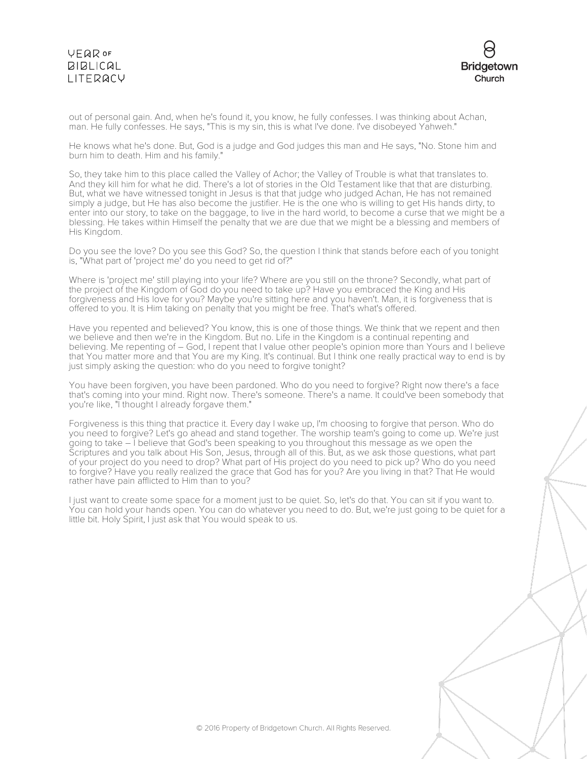out of personal gain. And, when he's found it, you know, he fully confesses. I was thinking about Achan, man. He fully confesses. He says, "This is my sin, this is what I've done. I've disobeyed Yahweh."

He knows what he's done. But, God is a judge and God judges this man and He says, "No. Stone him and burn him to death. Him and his family."

So, they take him to this place called the Valley of Achor; the Valley of Trouble is what that translates to. And they kill him for what he did. There's a lot of stories in the Old Testament like that that are disturbing. But, what we have witnessed tonight in Jesus is that that judge who judged Achan, He has not remained simply a judge, but He has also become the justifier. He is the one who is willing to get His hands dirty, to enter into our story, to take on the baggage, to live in the hard world, to become a curse that we might be a blessing. He takes within Himself the penalty that we are due that we might be a blessing and members of His Kingdom.

Do you see the love? Do you see this God? So, the question I think that stands before each of you tonight is, "What part of 'project me' do you need to get rid of?"

Where is 'project me' still playing into your life? Where are you still on the throne? Secondly, what part of the project of the Kingdom of God do you need to take up? Have you embraced the King and His forgiveness and His love for you? Maybe you're sitting here and you haven't. Man, it is forgiveness that is offered to you. It is Him taking on penalty that you might be free. That's what's offered.

Have you repented and believed? You know, this is one of those things. We think that we repent and then we believe and then we're in the Kingdom. But no. Life in the Kingdom is a continual repenting and believing. Me repenting of – God, I repent that I value other people's opinion more than Yours and I believe that You matter more and that You are my King. It's continual. But I think one really practical way to end is by just simply asking the question: who do you need to forgive tonight?

You have been forgiven, you have been pardoned. Who do you need to forgive? Right now there's a face that's coming into your mind. Right now. There's someone. There's a name. It could've been somebody that you're like, "I thought I already forgave them."

Forgiveness is this thing that practice it. Every day I wake up, I'm choosing to forgive that person. Who do you need to forgive? Let's go ahead and stand together. The worship team's going to come up. We're just going to take – I believe that God's been speaking to you throughout this message as we open the Scriptures and you talk about His Son, Jesus, through all of this. But, as we ask those questions, what part of your project do you need to drop? What part of His project do you need to pick up? Who do you need to forgive? Have you really realized the grace that God has for you? Are you living in that? That He would rather have pain afflicted to Him than to you?

I just want to create some space for a moment just to be quiet. So, let's do that. You can sit if you want to. You can hold your hands open. You can do whatever you need to do. But, we're just going to be quiet for a little bit. Holy Spirit, I just ask that You would speak to us.